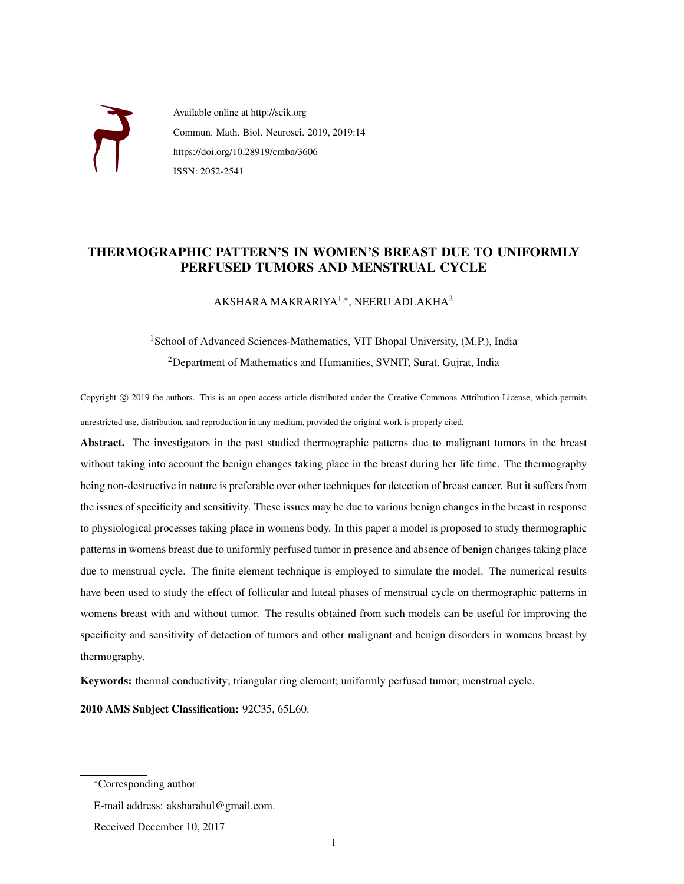Available online at http://scik.org

Commun. Math. Biol. Neurosci. 2019, 2019:14

https://doi.org/10.28919/cmbn/3606

ISSN: 2052-2541

# THERMOGRAPHIC PATTERN'S IN WOMEN'S BREAST DUE TO UNIFORMLY PERFUSED TUMORS AND MENSTRUAL CYCLE

AKSHARA MAKRARIYA[1,*], NEERU ADLAKHA[2]

[1]School of Advanced Sciences-Mathematics, VIT Bhopal University, (M.P.), India

[2]Department of Mathematics and Humanities, SVNIT, Surat, Gujrat, India

Copyright © 2019 the authors. This is an open access article distributed under the Creative Commons Attribution License, which permits unrestricted use, distribution, and reproduction in any medium, provided the original work is properly cited.

**Abstract.** The investigators in the past studied thermographic patterns due to malignant tumors in the breast without taking into account the benign changes taking place in the breast during her life time. The thermography being non-destructive in nature is preferable over other techniques for detection of breast cancer. But it suffers from the issues of specificity and sensitivity. These issues may be due to various benign changes in the breast in response to physiological processes taking place in womens body. In this paper a model is proposed to study thermographic patterns in womens breast due to uniformly perfused tumor in presence and absence of benign changes taking place due to menstrual cycle. The finite element technique is employed to simulate the model. The numerical results have been used to study the effect of follicular and luteal phases of menstrual cycle on thermographic patterns in womens breast with and without tumor. The results obtained from such models can be useful for improving the specificity and sensitivity of detection of tumors and other malignant and benign disorders in womens breast by thermography.

**Keywords:** thermal conductivity; triangular ring element; uniformly perfused tumor; menstrual cycle.

**2010 AMS Subject Classification:** 92C35, 65L60.

---

*Corresponding author

E-mail address: aksharahul@gmail.com.

Received December 10, 2017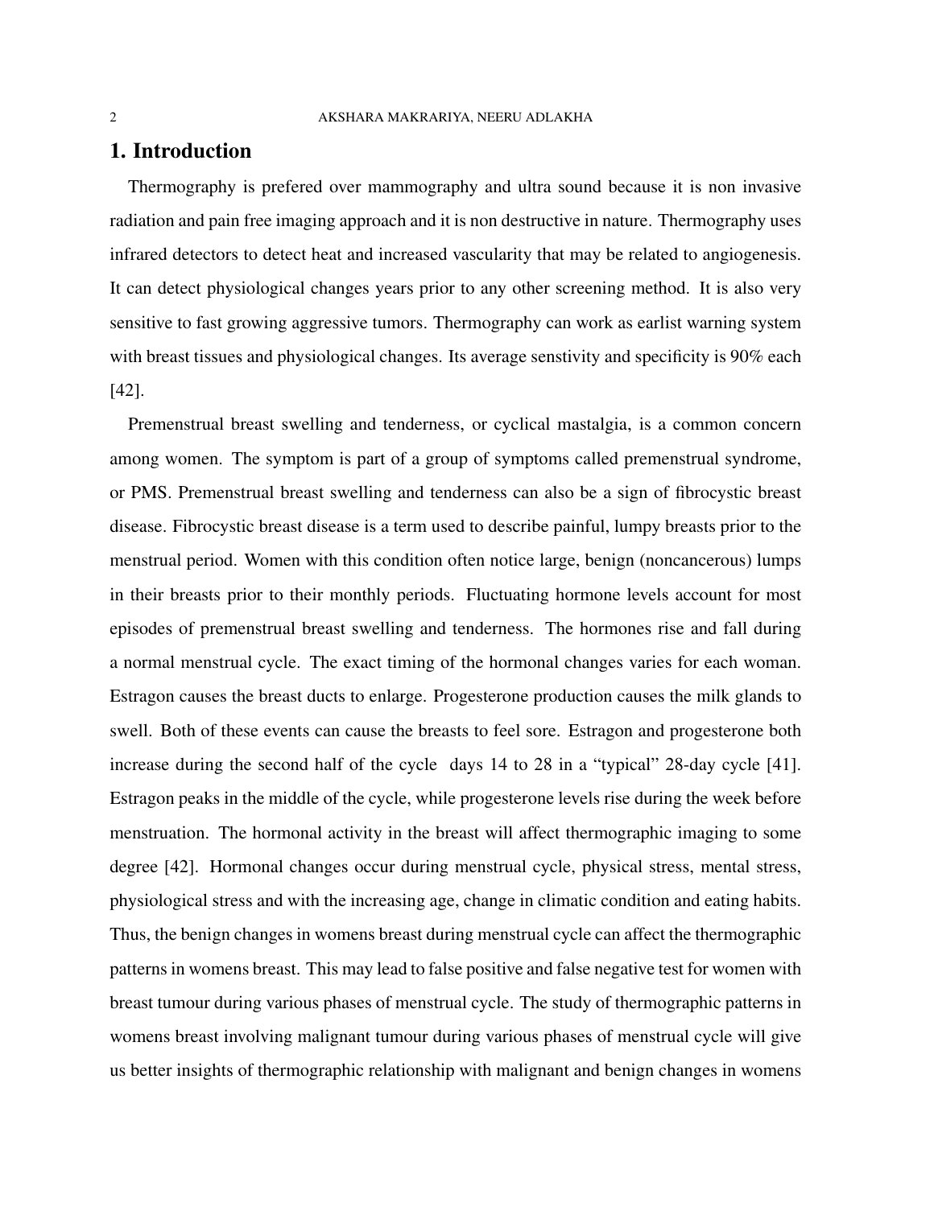# 1. Introduction

Thermography is prefered over mammography and ultra sound because it is non invasive radiation and pain free imaging approach and it is non destructive in nature. Thermography uses infrared detectors to detect heat and increased vascularity that may be related to angiogenesis. It can detect physiological changes years prior to any other screening method. It is also very sensitive to fast growing aggressive tumors. Thermography can work as earlist warning system with breast tissues and physiological changes. Its average senstivity and specificity is 90% each [42].

Premenstrual breast swelling and tenderness, or cyclical mastalgia, is a common concern among women. The symptom is part of a group of symptoms called premenstrual syndrome, or PMS. Premenstrual breast swelling and tenderness can also be a sign of fibrocystic breast disease. Fibrocystic breast disease is a term used to describe painful, lumpy breasts prior to the menstrual period. Women with this condition often notice large, benign (noncancerous) lumps in their breasts prior to their monthly periods. Fluctuating hormone levels account for most episodes of premenstrual breast swelling and tenderness. The hormones rise and fall during a normal menstrual cycle. The exact timing of the hormonal changes varies for each woman. Estragon causes the breast ducts to enlarge. Progesterone production causes the milk glands to swell. Both of these events can cause the breasts to feel sore. Estragon and progesterone both increase during the second half of the cycle days 14 to 28 in a "typical" 28-day cycle [41]. Estragon peaks in the middle of the cycle, while progesterone levels rise during the week before menstruation. The hormonal activity in the breast will affect thermographic imaging to some degree [42]. Hormonal changes occur during menstrual cycle, physical stress, mental stress, physiological stress and with the increasing age, change in climatic condition and eating habits. Thus, the benign changes in womens breast during menstrual cycle can affect the thermographic patterns in womens breast. This may lead to false positive and false negative test for women with breast tumour during various phases of menstrual cycle. The study of thermographic patterns in womens breast involving malignant tumour during various phases of menstrual cycle will give us better insights of thermographic relationship with malignant and benign changes in womens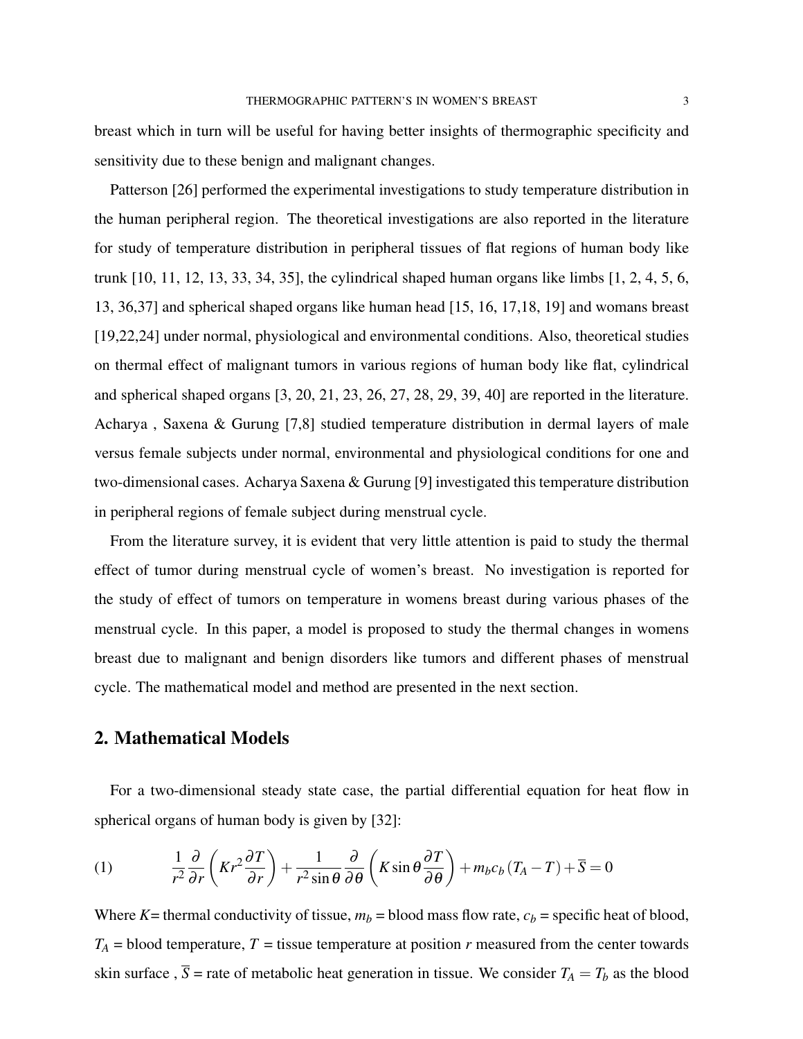breast which in turn will be useful for having better insights of thermographic specificity and sensitivity due to these benign and malignant changes.

Patterson [26] performed the experimental investigations to study temperature distribution in the human peripheral region. The theoretical investigations are also reported in the literature for study of temperature distribution in peripheral tissues of flat regions of human body like trunk [10, 11, 12, 13, 33, 34, 35], the cylindrical shaped human organs like limbs [1, 2, 4, 5, 6, 13, 36,37] and spherical shaped organs like human head [15, 16, 17,18, 19] and womans breast [19,22,24] under normal, physiological and environmental conditions. Also, theoretical studies on thermal effect of malignant tumors in various regions of human body like flat, cylindrical and spherical shaped organs [3, 20, 21, 23, 26, 27, 28, 29, 39, 40] are reported in the literature. Acharya , Saxena & Gurung [7,8] studied temperature distribution in dermal layers of male versus female subjects under normal, environmental and physiological conditions for one and two-dimensional cases. Acharya Saxena & Gurung [9] investigated this temperature distribution in peripheral regions of female subject during menstrual cycle.

From the literature survey, it is evident that very little attention is paid to study the thermal effect of tumor during menstrual cycle of women's breast. No investigation is reported for the study of effect of tumors on temperature in womens breast during various phases of the menstrual cycle. In this paper, a model is proposed to study the thermal changes in womens breast due to malignant and benign disorders like tumors and different phases of menstrual cycle. The mathematical model and method are presented in the next section.

## 2. Mathematical Models

For a two-dimensional steady state case, the partial differential equation for heat flow in spherical organs of human body is given by [32]:

$$\frac{1}{r^2}\frac{\partial}{\partial r}\left(Kr^2\frac{\partial T}{\partial r}\right)+\frac{1}{r^2\sin\theta}\frac{\partial}{\partial\theta}\left(K\sin\theta\frac{\partial T}{\partial\theta}\right)+m_b c_b\left(T_A-T\right)+\overline{S}=0 \tag{1}$$

Where $K$= thermal conductivity of tissue, $m_b$ = blood mass flow rate, $c_b$ = specific heat of blood, $T_A$ = blood temperature, $T$ = tissue temperature at position $r$ measured from the center towards skin surface , $\overline{S}$ = rate of metabolic heat generation in tissue. We consider $T_A = T_b$ as the blood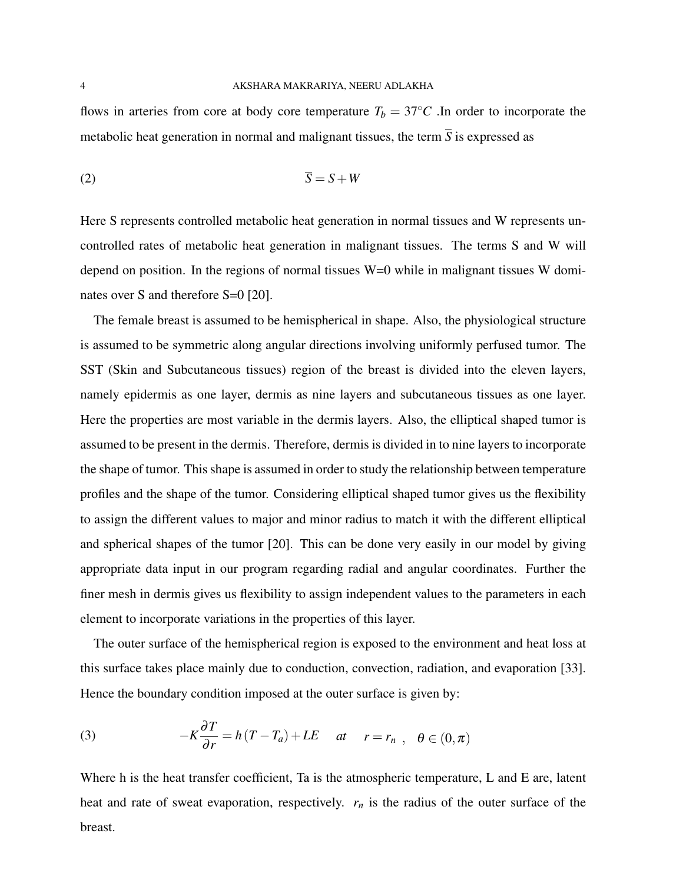flows in arteries from core at body core temperature $T_b = 37°C$ .In order to incorporate the metabolic heat generation in normal and malignant tissues, the term $\overline{S}$ is expressed as

$$\overline{S} = S + W \tag{2}$$

Here S represents controlled metabolic heat generation in normal tissues and W represents uncontrolled rates of metabolic heat generation in malignant tissues. The terms S and W will depend on position. In the regions of normal tissues W=0 while in malignant tissues W dominates over S and therefore S=0 [20].

The female breast is assumed to be hemispherical in shape. Also, the physiological structure is assumed to be symmetric along angular directions involving uniformly perfused tumor. The SST (Skin and Subcutaneous tissues) region of the breast is divided into the eleven layers, namely epidermis as one layer, dermis as nine layers and subcutaneous tissues as one layer. Here the properties are most variable in the dermis layers. Also, the elliptical shaped tumor is assumed to be present in the dermis. Therefore, dermis is divided in to nine layers to incorporate the shape of tumor. This shape is assumed in order to study the relationship between temperature profiles and the shape of the tumor. Considering elliptical shaped tumor gives us the flexibility to assign the different values to major and minor radius to match it with the different elliptical and spherical shapes of the tumor [20]. This can be done very easily in our model by giving appropriate data input in our program regarding radial and angular coordinates. Further the finer mesh in dermis gives us flexibility to assign independent values to the parameters in each element to incorporate variations in the properties of this layer.

The outer surface of the hemispherical region is exposed to the environment and heat loss at this surface takes place mainly due to conduction, convection, radiation, and evaporation [33]. Hence the boundary condition imposed at the outer surface is given by:

$$-K\frac{\partial T}{\partial r} = h(T - T_a) + LE \quad at \quad r = r_n \ , \quad \theta \in (0, \pi) \tag{3}$$

Where h is the heat transfer coefficient, Ta is the atmospheric temperature, L and E are, latent heat and rate of sweat evaporation, respectively. $r_n$ is the radius of the outer surface of the breast.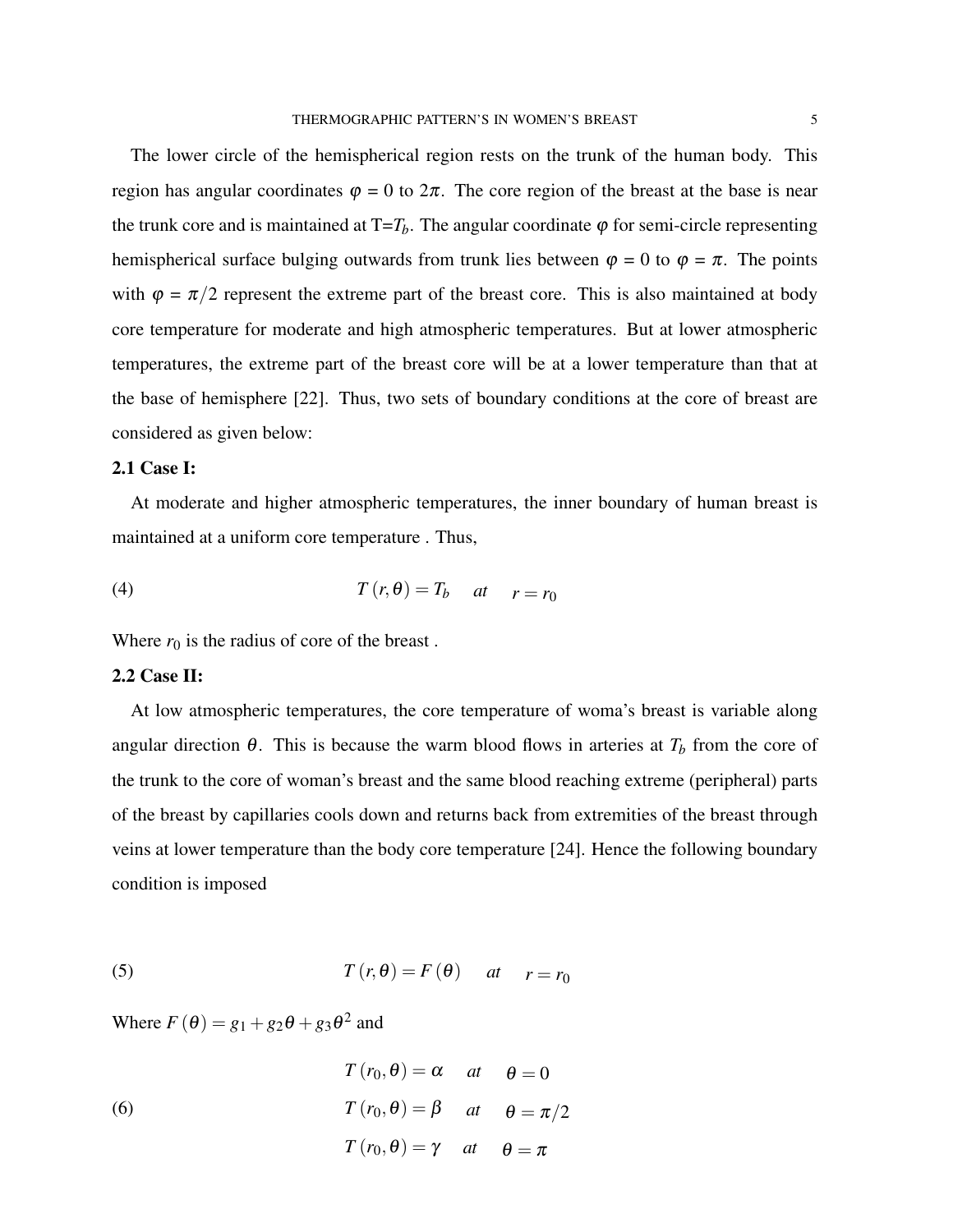The lower circle of the hemispherical region rests on the trunk of the human body. This region has angular coordinates $\varphi = 0$ to $2\pi$. The core region of the breast at the base is near the trunk core and is maintained at T=$T_b$. The angular coordinate $\varphi$ for semi-circle representing hemispherical surface bulging outwards from trunk lies between $\varphi = 0$ to $\varphi = \pi$. The points with $\varphi = \pi/2$ represent the extreme part of the breast core. This is also maintained at body core temperature for moderate and high atmospheric temperatures. But at lower atmospheric temperatures, the extreme part of the breast core will be at a lower temperature than that at the base of hemisphere [22]. Thus, two sets of boundary conditions at the core of breast are considered as given below:

### 2.1 Case I:

At moderate and higher atmospheric temperatures, the inner boundary of human breast is maintained at a uniform core temperature . Thus,

$$T(r,\theta) = T_b \quad at \quad r = r_0 \tag{4}$$

Where $r_0$ is the radius of core of the breast .

### 2.2 Case II:

At low atmospheric temperatures, the core temperature of woma's breast is variable along angular direction $\theta$. This is because the warm blood flows in arteries at $T_b$ from the core of the trunk to the core of woman's breast and the same blood reaching extreme (peripheral) parts of the breast by capillaries cools down and returns back from extremities of the breast through veins at lower temperature than the body core temperature [24]. Hence the following boundary condition is imposed

$$T(r,\theta) = F(\theta) \quad at \quad r = r_0 \tag{5}$$

Where $F(\theta) = g_1 + g_2\theta + g_3\theta^2$ and

$$\begin{aligned} T(r_0,\theta) &= \alpha \quad at \quad \theta = 0 \\ T(r_0,\theta) &= \beta \quad at \quad \theta = \pi/2 \\ T(r_0,\theta) &= \gamma \quad at \quad \theta = \pi \end{aligned} \tag{6}$$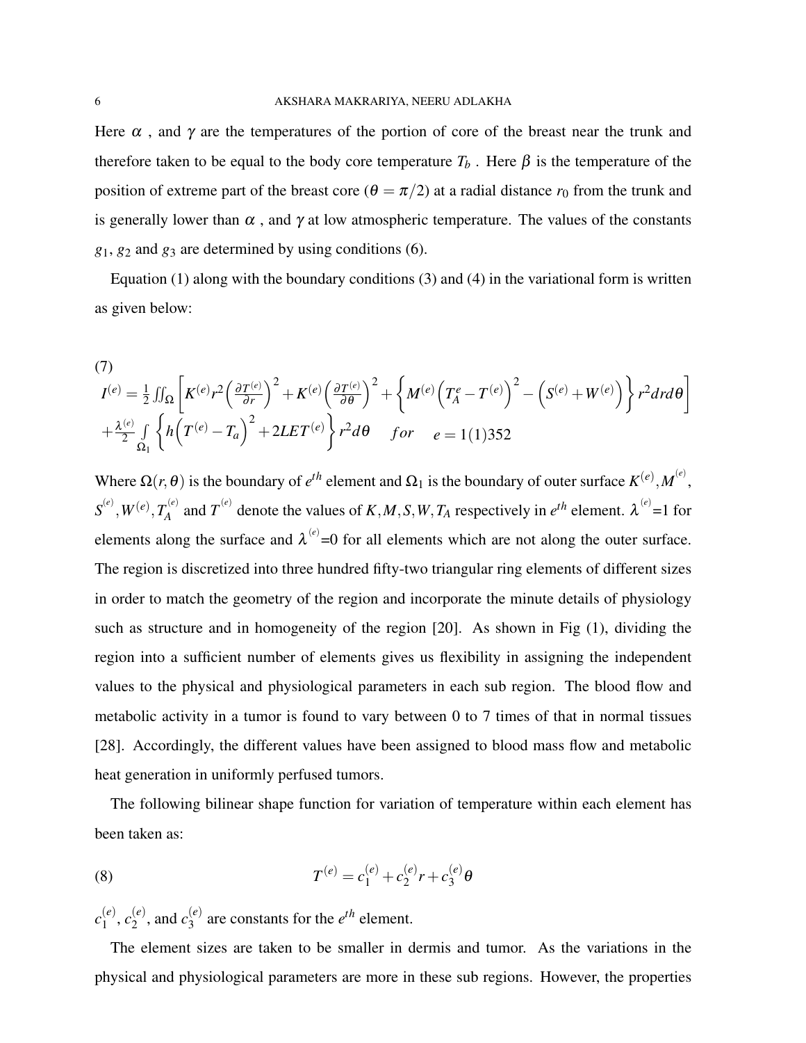Here $\alpha$ , and $\gamma$ are the temperatures of the portion of core of the breast near the trunk and therefore taken to be equal to the body core temperature $T_b$ . Here $\beta$ is the temperature of the position of extreme part of the breast core ($\theta = \pi/2$) at a radial distance $r_0$ from the trunk and is generally lower than $\alpha$ , and $\gamma$ at low atmospheric temperature. The values of the constants $g_1$, $g_2$ and $g_3$ are determined by using conditions (6).

Equation (1) along with the boundary conditions (3) and (4) in the variational form is written as given below:

(7)

$$I^{(e)} = \frac{1}{2}\iint_{\Omega}\left[K^{(e)}r^2\left(\frac{\partial T^{(e)}}{\partial r}\right)^2 + K^{(e)}\left(\frac{\partial T^{(e)}}{\partial \theta}\right)^2 + \left\{M^{(e)}\left(T_A^e - T^{(e)}\right)^2 - \left(S^{(e)} + W^{(e)}\right)\right\}r^2 dr d\theta\right]$$
$$+\frac{\lambda^{(e)}}{2}\int_{\Omega_1}\left\{h\left(T^{(e)} - T_a\right)^2 + 2LET^{(e)}\right\}r^2 d\theta \quad for \quad e = 1(1)352$$

Where $\Omega(r,\theta)$ is the boundary of $e^{th}$ element and $\Omega_1$ is the boundary of outer surface $K^{(e)}, M^{(e)}$, $S^{(e)}, W^{(e)}, T_A^{(e)}$ and $T^{(e)}$ denote the values of $K, M, S, W, T_A$ respectively in $e^{th}$ element. $\lambda^{(e)}$=1 for elements along the surface and $\lambda^{(e)}$=0 for all elements which are not along the outer surface. The region is discretized into three hundred fifty-two triangular ring elements of different sizes in order to match the geometry of the region and incorporate the minute details of physiology such as structure and in homogeneity of the region [20]. As shown in Fig (1), dividing the region into a sufficient number of elements gives us flexibility in assigning the independent values to the physical and physiological parameters in each sub region. The blood flow and metabolic activity in a tumor is found to vary between 0 to 7 times of that in normal tissues [28]. Accordingly, the different values have been assigned to blood mass flow and metabolic heat generation in uniformly perfused tumors.

The following bilinear shape function for variation of temperature within each element has been taken as:

$$T^{(e)} = c_1^{(e)} + c_2^{(e)}r + c_3^{(e)}\theta \tag{8}$$

$c_1^{(e)}$, $c_2^{(e)}$, and $c_3^{(e)}$ are constants for the $e^{th}$ element.

The element sizes are taken to be smaller in dermis and tumor. As the variations in the physical and physiological parameters are more in these sub regions. However, the properties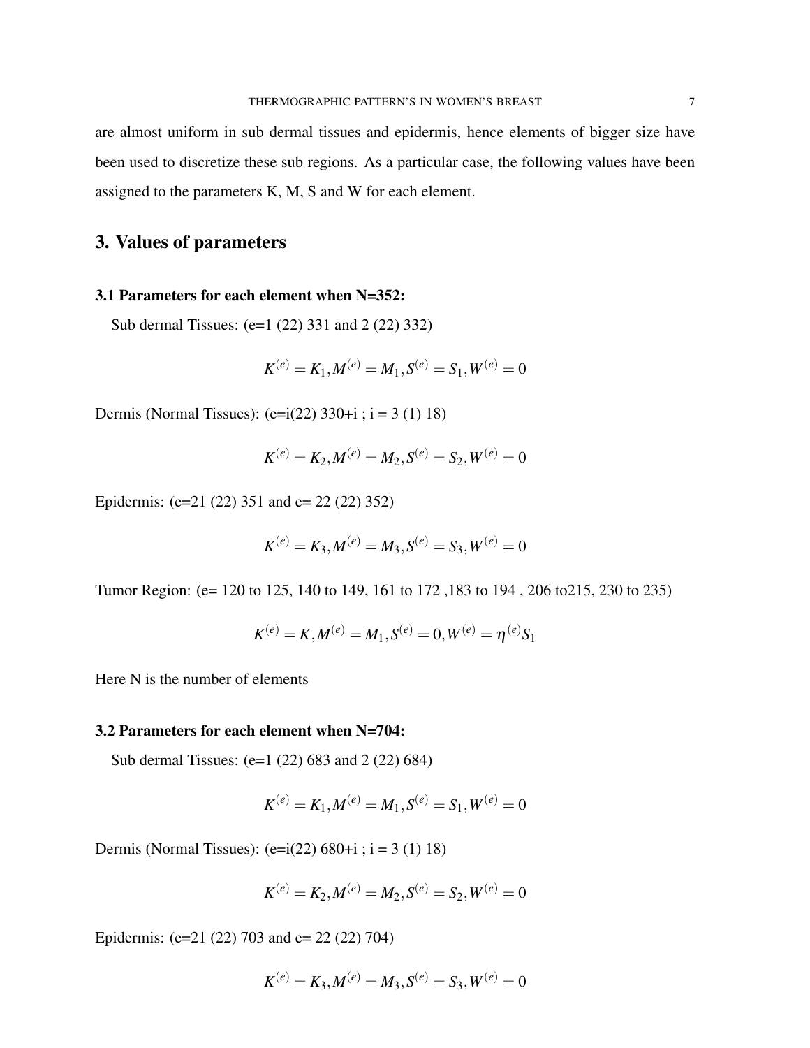are almost uniform in sub dermal tissues and epidermis, hence elements of bigger size have been used to discretize these sub regions. As a particular case, the following values have been assigned to the parameters K, M, S and W for each element.

## 3. Values of parameters

### 3.1 Parameters for each element when N=352:

Sub dermal Tissues: (e=1 (22) 331 and 2 (22) 332)

$$K^{(e)} = K_1, M^{(e)} = M_1, S^{(e)} = S_1, W^{(e)} = 0$$

Dermis (Normal Tissues): (e=i(22) 330+i ; i = 3 (1) 18)

$$K^{(e)} = K_2, M^{(e)} = M_2, S^{(e)} = S_2, W^{(e)} = 0$$

Epidermis: (e=21 (22) 351 and e= 22 (22) 352)

$$K^{(e)} = K_3, M^{(e)} = M_3, S^{(e)} = S_3, W^{(e)} = 0$$

Tumor Region: (e= 120 to 125, 140 to 149, 161 to 172 ,183 to 194 , 206 to215, 230 to 235)

$$K^{(e)} = K, M^{(e)} = M_1, S^{(e)} = 0, W^{(e)} = \eta^{(e)} S_1$$

Here N is the number of elements

### 3.2 Parameters for each element when N=704:

Sub dermal Tissues: (e=1 (22) 683 and 2 (22) 684)

$$K^{(e)} = K_1, M^{(e)} = M_1, S^{(e)} = S_1, W^{(e)} = 0$$

Dermis (Normal Tissues): (e=i(22) 680+i ; i = 3 (1) 18)

$$K^{(e)} = K_2, M^{(e)} = M_2, S^{(e)} = S_2, W^{(e)} = 0$$

Epidermis: (e=21 (22) 703 and e= 22 (22) 704)

$$K^{(e)} = K_3, M^{(e)} = M_3, S^{(e)} = S_3, W^{(e)} = 0$$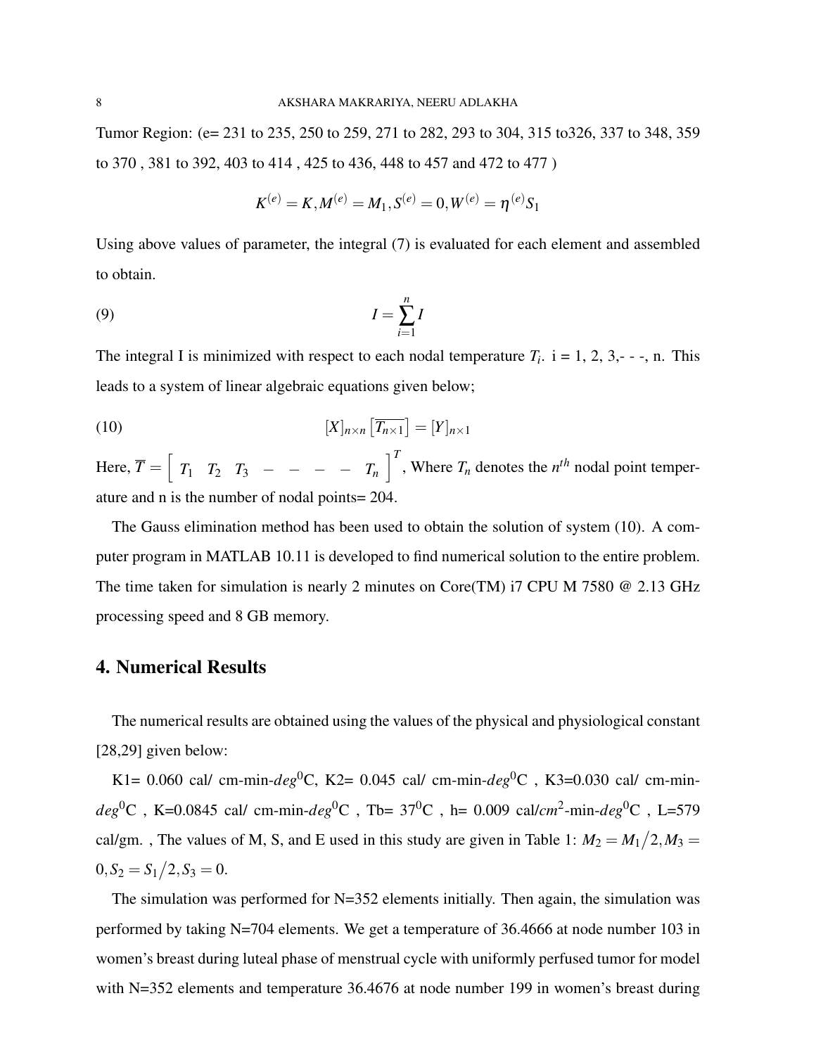Tumor Region: (e= 231 to 235, 250 to 259, 271 to 282, 293 to 304, 315 to326, 337 to 348, 359 to 370 , 381 to 392, 403 to 414 , 425 to 436, 448 to 457 and 472 to 477 )

$$K^{(e)} = K, M^{(e)} = M_1, S^{(e)} = 0, W^{(e)} = \eta^{(e)} S_1$$

Using above values of parameter, the integral (7) is evaluated for each element and assembled to obtain.

$$I = \sum_{i=1}^{n} I \tag{9}$$

The integral I is minimized with respect to each nodal temperature $T_i$. i = 1, 2, 3,- - -, n. This leads to a system of linear algebraic equations given below;

$$[X]_{n\times n}\left[\overline{T_{n\times 1}}\right] = [Y]_{n\times 1} \tag{10}$$

Here, $\overline{T} = \left[\begin{array}{cccccccc} T_1 & T_2 & T_3 & - & - & - & - & T_n \end{array}\right]^T$, Where $T_n$ denotes the $n^{th}$ nodal point temperature and n is the number of nodal points= 204.

The Gauss elimination method has been used to obtain the solution of system (10). A computer program in MATLAB 10.11 is developed to find numerical solution to the entire problem. The time taken for simulation is nearly 2 minutes on Core(TM) i7 CPU M 7580 @ 2.13 GHz processing speed and 8 GB memory.

## 4. Numerical Results

The numerical results are obtained using the values of the physical and physiological constant [28,29] given below:

K1= 0.060 cal/ cm-min-$deg^0$C, K2= 0.045 cal/ cm-min-$deg^0$C , K3=0.030 cal/ cm-min-$deg^0$C , K=0.0845 cal/ cm-min-$deg^0$C , Tb= $37^0$C , h= 0.009 cal/$cm^2$-min-$deg^0$C , L=579 cal/gm. , The values of M, S, and E used in this study are given in Table 1: $M_2 = M_1/2, M_3 = 0, S_2 = S_1/2, S_3 = 0$.

The simulation was performed for N=352 elements initially. Then again, the simulation was performed by taking N=704 elements. We get a temperature of 36.4666 at node number 103 in women's breast during luteal phase of menstrual cycle with uniformly perfused tumor for model with N=352 elements and temperature 36.4676 at node number 199 in women's breast during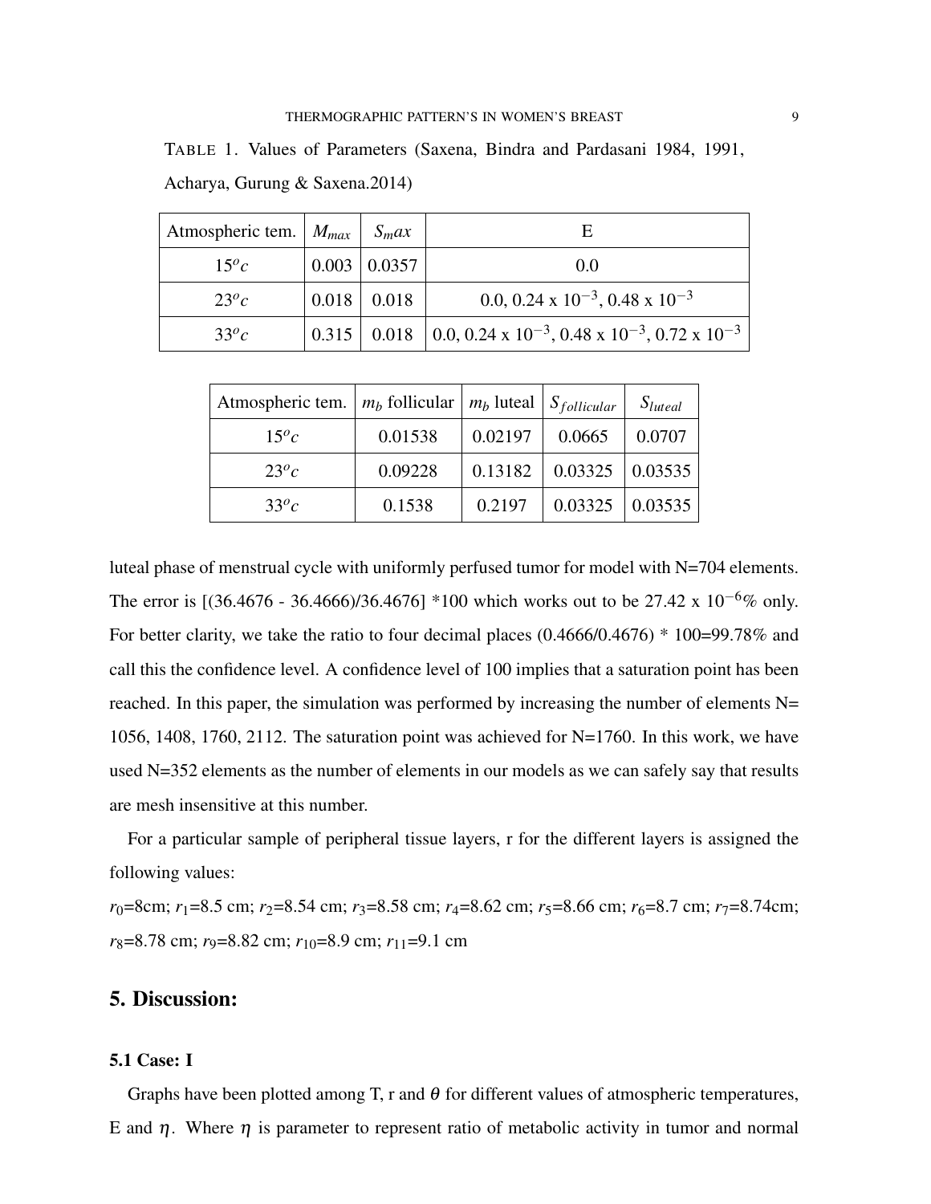TABLE 1. Values of Parameters (Saxena, Bindra and Pardasani 1984, 1991, Acharya, Gurung & Saxena.2014)

| Atmospheric tem. | $M_{max}$ | $S_max$ | E |
|---|---|---|---|
| $15^oc$ | 0.003 | 0.0357 | 0.0 |
| $23^oc$ | 0.018 | 0.018 | 0.0, 0.24 x $10^{-3}$, 0.48 x $10^{-3}$ |
| $33^oc$ | 0.315 | 0.018 | 0.0, 0.24 x $10^{-3}$, 0.48 x $10^{-3}$, 0.72 x $10^{-3}$ |

| Atmospheric tem. | $m_b$ follicular | $m_b$ luteal | $S_{follicular}$ | $S_{luteal}$ |
|---|---|---|---|---|
| $15^oc$ | 0.01538 | 0.02197 | 0.0665 | 0.0707 |
| $23^oc$ | 0.09228 | 0.13182 | 0.03325 | 0.03535 |
| $33^oc$ | 0.1538 | 0.2197 | 0.03325 | 0.03535 |

luteal phase of menstrual cycle with uniformly perfused tumor for model with N=704 elements. The error is [(36.4676 - 36.4666)/36.4676] *100 which works out to be 27.42 x $10^{-6}$% only. For better clarity, we take the ratio to four decimal places (0.4666/0.4676) * 100=99.78% and call this the confidence level. A confidence level of 100 implies that a saturation point has been reached. In this paper, the simulation was performed by increasing the number of elements N= 1056, 1408, 1760, 2112. The saturation point was achieved for N=1760. In this work, we have used N=352 elements as the number of elements in our models as we can safely say that results are mesh insensitive at this number.

For a particular sample of peripheral tissue layers, r for the different layers is assigned the following values:

$r_0$=8cm; $r_1$=8.5 cm; $r_2$=8.54 cm; $r_3$=8.58 cm; $r_4$=8.62 cm; $r_5$=8.66 cm; $r_6$=8.7 cm; $r_7$=8.74cm; $r_8$=8.78 cm; $r_9$=8.82 cm; $r_{10}$=8.9 cm; $r_{11}$=9.1 cm

## 5. Discussion:

### 5.1 Case: I

Graphs have been plotted among T, r and $\theta$ for different values of atmospheric temperatures, E and $\eta$. Where $\eta$ is parameter to represent ratio of metabolic activity in tumor and normal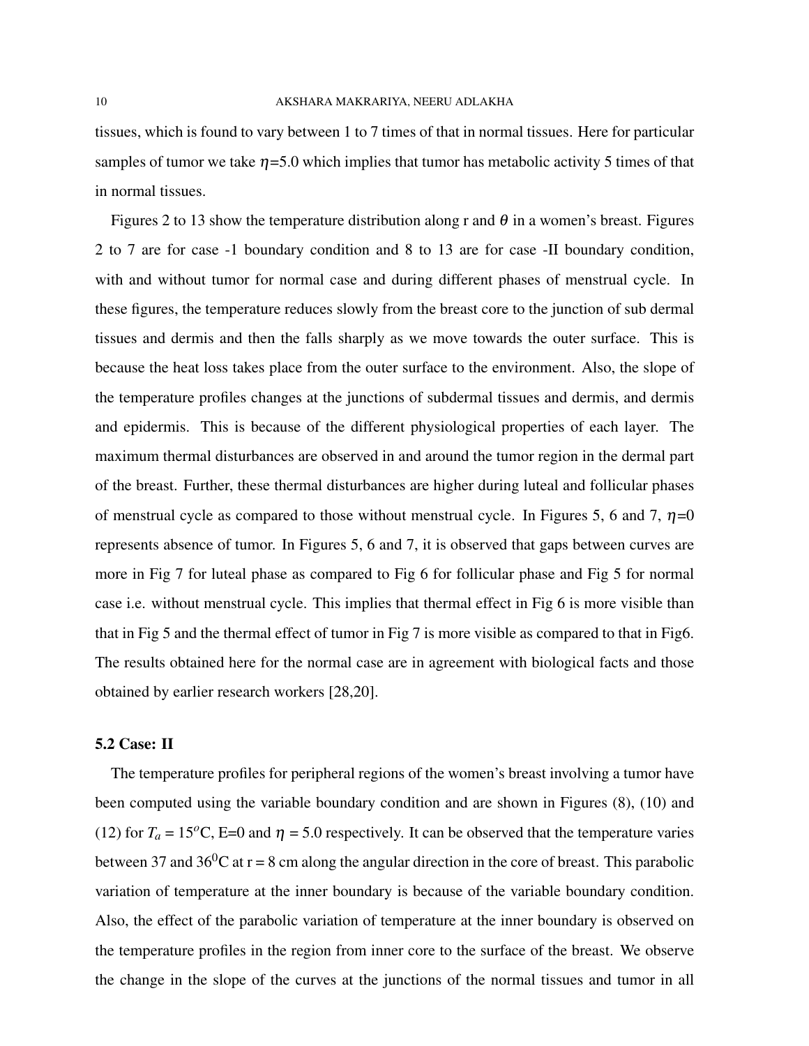tissues, which is found to vary between 1 to 7 times of that in normal tissues. Here for particular samples of tumor we take $\eta$=5.0 which implies that tumor has metabolic activity 5 times of that in normal tissues.

Figures 2 to 13 show the temperature distribution along r and $\theta$ in a women's breast. Figures 2 to 7 are for case -1 boundary condition and 8 to 13 are for case -II boundary condition, with and without tumor for normal case and during different phases of menstrual cycle. In these figures, the temperature reduces slowly from the breast core to the junction of sub dermal tissues and dermis and then the falls sharply as we move towards the outer surface. This is because the heat loss takes place from the outer surface to the environment. Also, the slope of the temperature profiles changes at the junctions of subdermal tissues and dermis, and dermis and epidermis. This is because of the different physiological properties of each layer. The maximum thermal disturbances are observed in and around the tumor region in the dermal part of the breast. Further, these thermal disturbances are higher during luteal and follicular phases of menstrual cycle as compared to those without menstrual cycle. In Figures 5, 6 and 7, $\eta$=0 represents absence of tumor. In Figures 5, 6 and 7, it is observed that gaps between curves are more in Fig 7 for luteal phase as compared to Fig 6 for follicular phase and Fig 5 for normal case i.e. without menstrual cycle. This implies that thermal effect in Fig 6 is more visible than that in Fig 5 and the thermal effect of tumor in Fig 7 is more visible as compared to that in Fig6. The results obtained here for the normal case are in agreement with biological facts and those obtained by earlier research workers [28,20].

### 5.2 Case: II

The temperature profiles for peripheral regions of the women's breast involving a tumor have been computed using the variable boundary condition and are shown in Figures (8), (10) and (12) for $T_a$ = 15$^o$C, E=0 and $\eta$ = 5.0 respectively. It can be observed that the temperature varies between 37 and 36$^0$C at r = 8 cm along the angular direction in the core of breast. This parabolic variation of temperature at the inner boundary is because of the variable boundary condition. Also, the effect of the parabolic variation of temperature at the inner boundary is observed on the temperature profiles in the region from inner core to the surface of the breast. We observe the change in the slope of the curves at the junctions of the normal tissues and tumor in all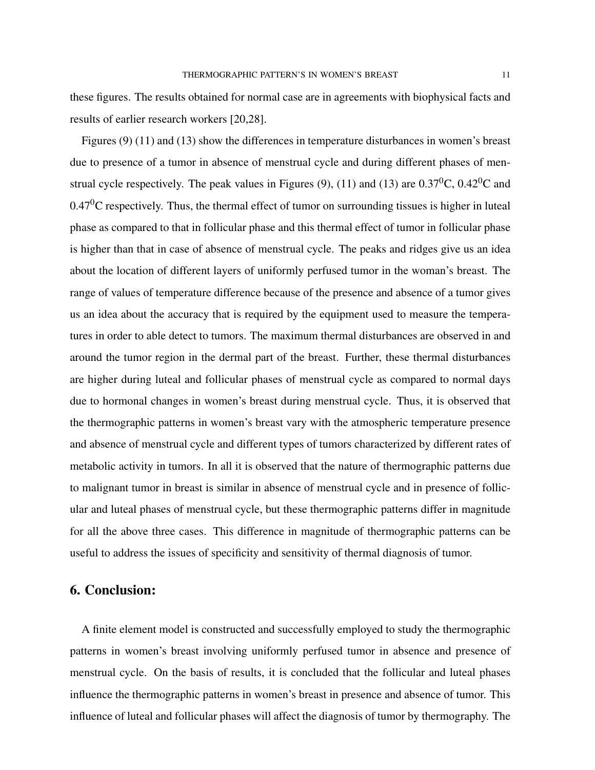these figures. The results obtained for normal case are in agreements with biophysical facts and results of earlier research workers [20,28].

Figures (9) (11) and (13) show the differences in temperature disturbances in women's breast due to presence of a tumor in absence of menstrual cycle and during different phases of menstrual cycle respectively. The peak values in Figures (9), (11) and (13) are $0.37^0$C, $0.42^0$C and $0.47^0$C respectively. Thus, the thermal effect of tumor on surrounding tissues is higher in luteal phase as compared to that in follicular phase and this thermal effect of tumor in follicular phase is higher than that in case of absence of menstrual cycle. The peaks and ridges give us an idea about the location of different layers of uniformly perfused tumor in the woman's breast. The range of values of temperature difference because of the presence and absence of a tumor gives us an idea about the accuracy that is required by the equipment used to measure the temperatures in order to able detect to tumors. The maximum thermal disturbances are observed in and around the tumor region in the dermal part of the breast. Further, these thermal disturbances are higher during luteal and follicular phases of menstrual cycle as compared to normal days due to hormonal changes in women's breast during menstrual cycle. Thus, it is observed that the thermographic patterns in women's breast vary with the atmospheric temperature presence and absence of menstrual cycle and different types of tumors characterized by different rates of metabolic activity in tumors. In all it is observed that the nature of thermographic patterns due to malignant tumor in breast is similar in absence of menstrual cycle and in presence of follicular and luteal phases of menstrual cycle, but these thermographic patterns differ in magnitude for all the above three cases. This difference in magnitude of thermographic patterns can be useful to address the issues of specificity and sensitivity of thermal diagnosis of tumor.

## 6. Conclusion:

A finite element model is constructed and successfully employed to study the thermographic patterns in women's breast involving uniformly perfused tumor in absence and presence of menstrual cycle. On the basis of results, it is concluded that the follicular and luteal phases influence the thermographic patterns in women's breast in presence and absence of tumor. This influence of luteal and follicular phases will affect the diagnosis of tumor by thermography. The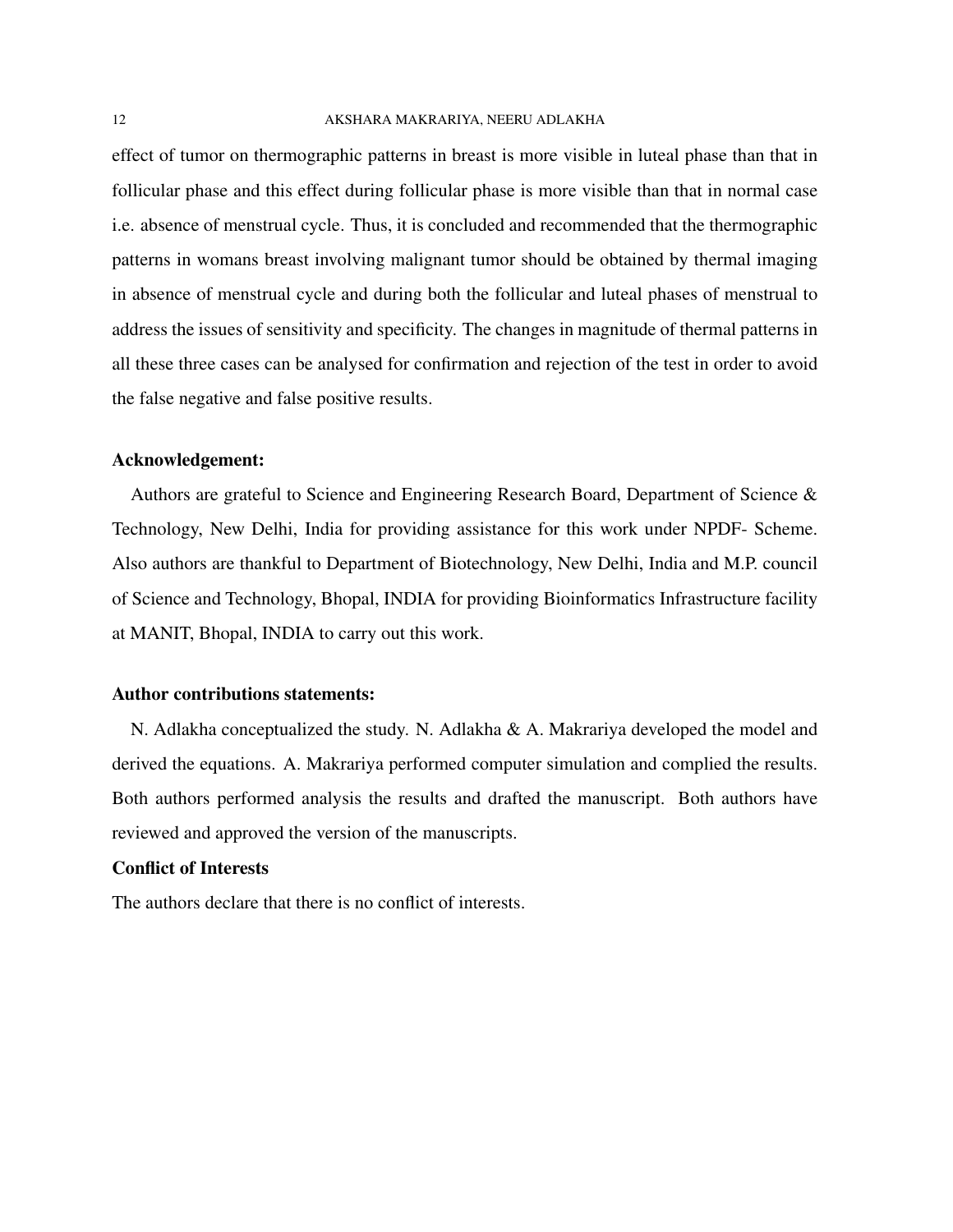effect of tumor on thermographic patterns in breast is more visible in luteal phase than that in follicular phase and this effect during follicular phase is more visible than that in normal case i.e. absence of menstrual cycle. Thus, it is concluded and recommended that the thermographic patterns in womans breast involving malignant tumor should be obtained by thermal imaging in absence of menstrual cycle and during both the follicular and luteal phases of menstrual to address the issues of sensitivity and specificity. The changes in magnitude of thermal patterns in all these three cases can be analysed for confirmation and rejection of the test in order to avoid the false negative and false positive results.

**Acknowledgement:**

Authors are grateful to Science and Engineering Research Board, Department of Science & Technology, New Delhi, India for providing assistance for this work under NPDF- Scheme. Also authors are thankful to Department of Biotechnology, New Delhi, India and M.P. council of Science and Technology, Bhopal, INDIA for providing Bioinformatics Infrastructure facility at MANIT, Bhopal, INDIA to carry out this work.

**Author contributions statements:**

N. Adlakha conceptualized the study. N. Adlakha & A. Makrariya developed the model and derived the equations. A. Makrariya performed computer simulation and complied the results. Both authors performed analysis the results and drafted the manuscript. Both authors have reviewed and approved the version of the manuscripts.

**Conflict of Interests**

The authors declare that there is no conflict of interests.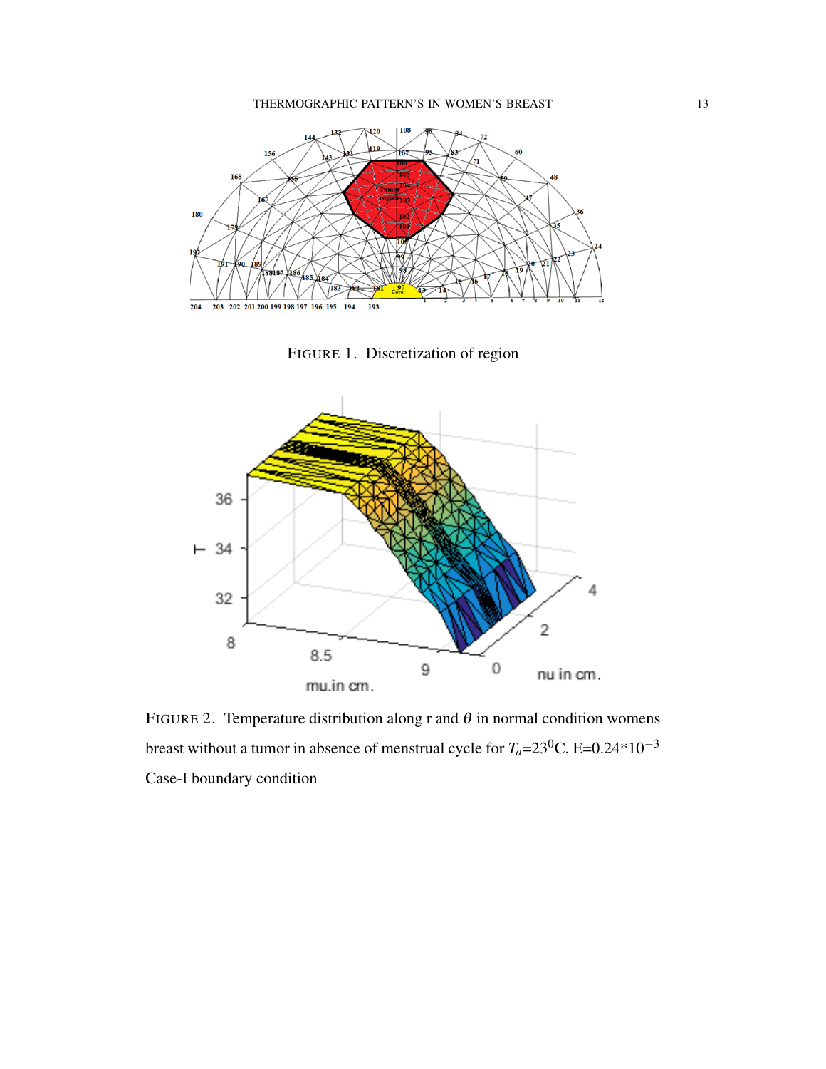FIGURE 1. Discretization of region

FIGURE 2. Temperature distribution along r and $\theta$ in normal condition womens breast without a tumor in absence of menstrual cycle for $T_a$=23$^0$C, E=0.24*$10^{-3}$ Case-I boundary condition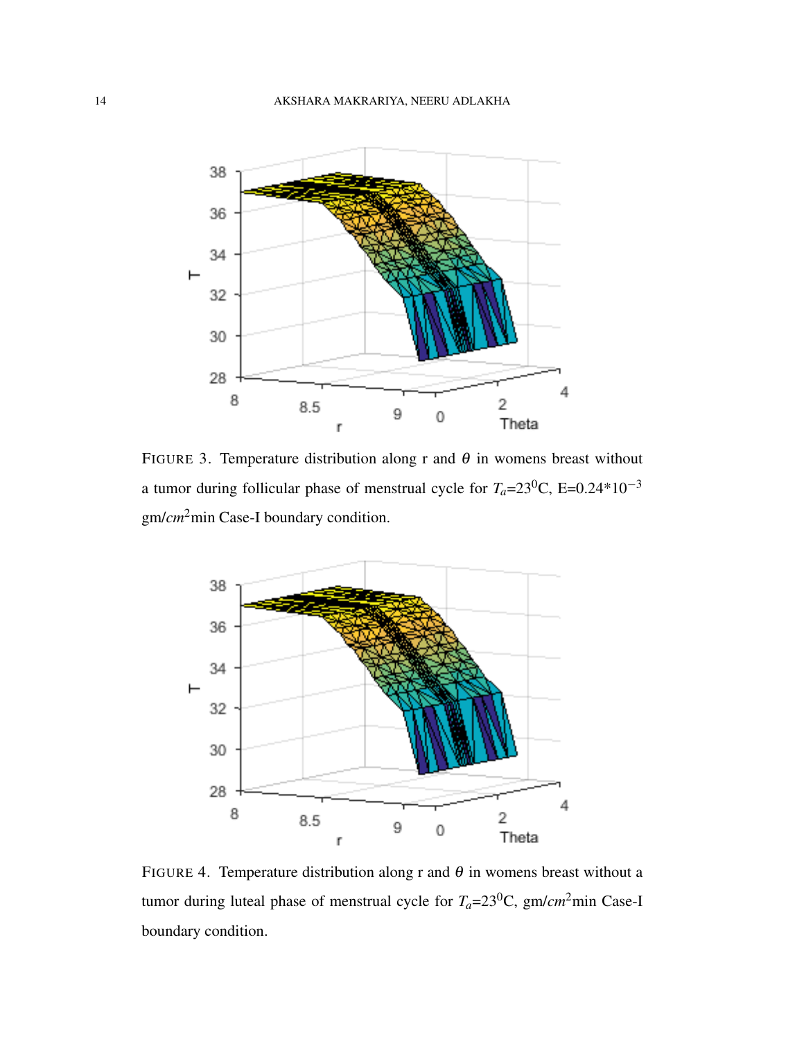FIGURE 3. Temperature distribution along r and $\theta$ in womens breast without a tumor during follicular phase of menstrual cycle for $T_a$=23$^0$C, E=0.24*10$^{-3}$ gm/$cm^2$min Case-I boundary condition.

FIGURE 4. Temperature distribution along r and $\theta$ in womens breast without a tumor during luteal phase of menstrual cycle for $T_a$=23$^0$C, gm/$cm^2$min Case-I boundary condition.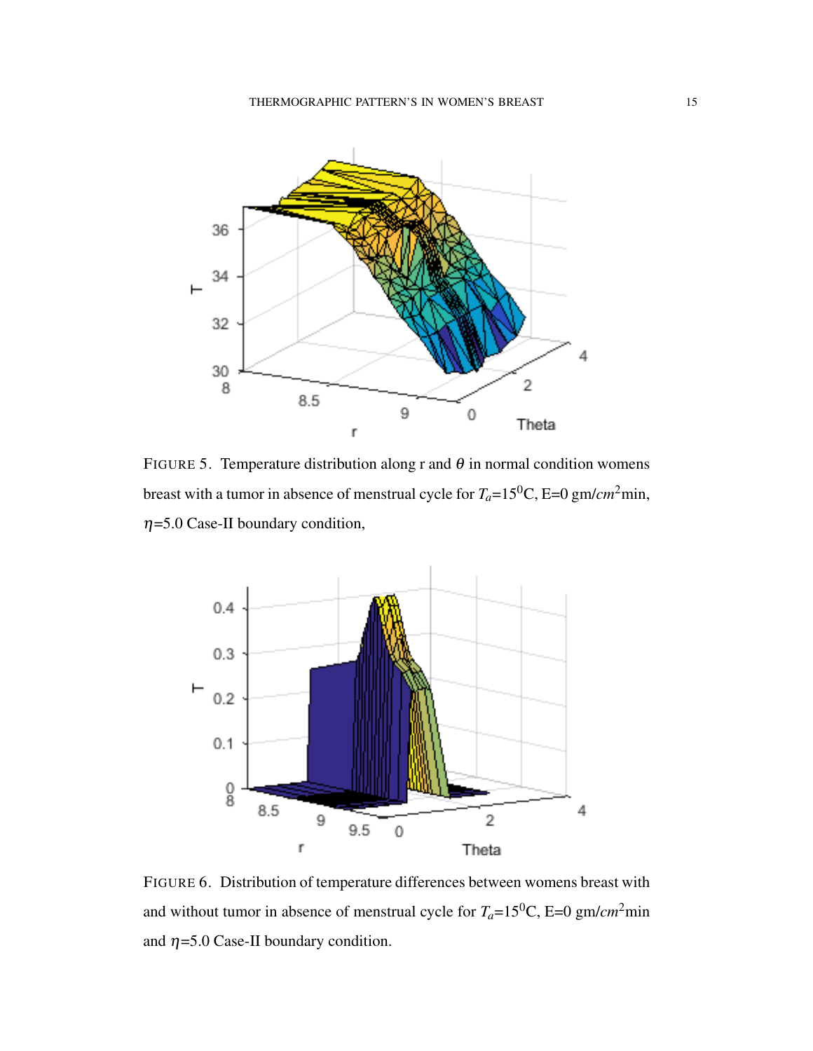FIGURE 5. Temperature distribution along r and $\theta$ in normal condition womens breast with a tumor in absence of menstrual cycle for $T_a$=15$^0$C, E=0 gm/$cm^2$min, $\eta$=5.0 Case-II boundary condition,

FIGURE 6. Distribution of temperature differences between womens breast with and without tumor in absence of menstrual cycle for $T_a$=15$^0$C, E=0 gm/$cm^2$min and $\eta$=5.0 Case-II boundary condition.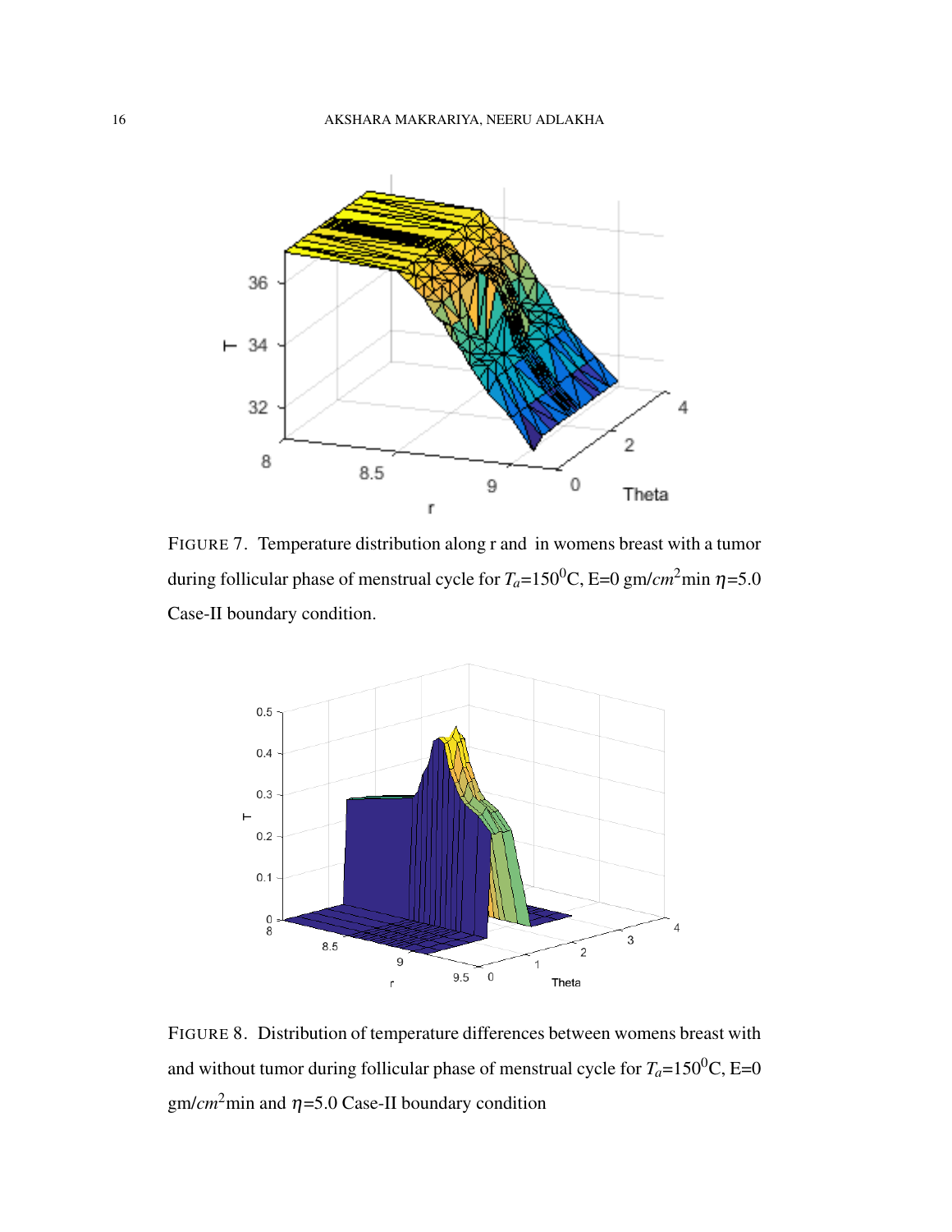FIGURE 7. Temperature distribution along r and in womens breast with a tumor during follicular phase of menstrual cycle for $T_a$=150$^0$C, E=0 gm/$cm^2$min $\eta$=5.0 Case-II boundary condition.

FIGURE 8. Distribution of temperature differences between womens breast with and without tumor during follicular phase of menstrual cycle for $T_a$=150$^0$C, E=0 gm/$cm^2$min and $\eta$=5.0 Case-II boundary condition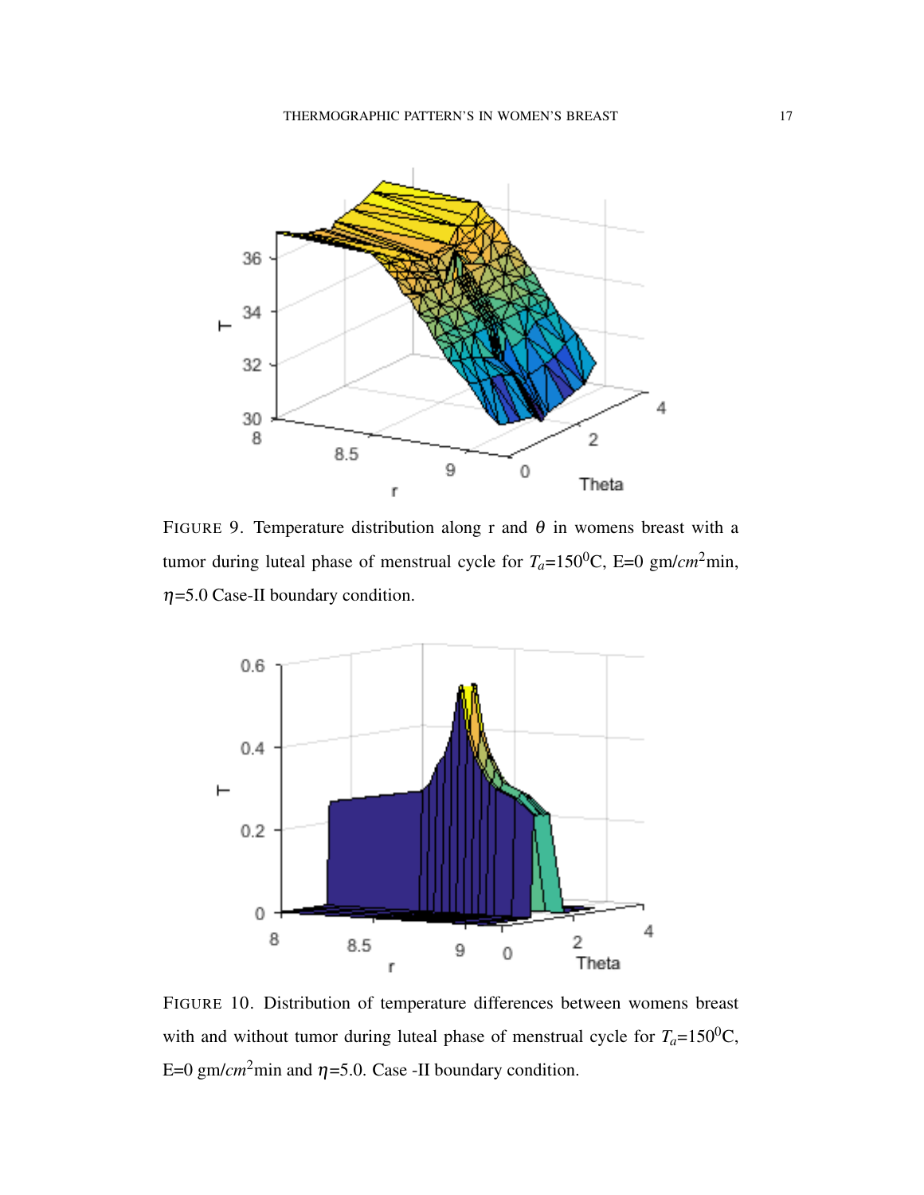FIGURE 9. Temperature distribution along r and $\theta$ in womens breast with a tumor during luteal phase of menstrual cycle for $T_a$=150$^0$C, E=0 gm/$cm^2$min, $\eta$=5.0 Case-II boundary condition.

FIGURE 10. Distribution of temperature differences between womens breast with and without tumor during luteal phase of menstrual cycle for $T_a$=150$^0$C, E=0 gm/$cm^2$min and $\eta$=5.0. Case -II boundary condition.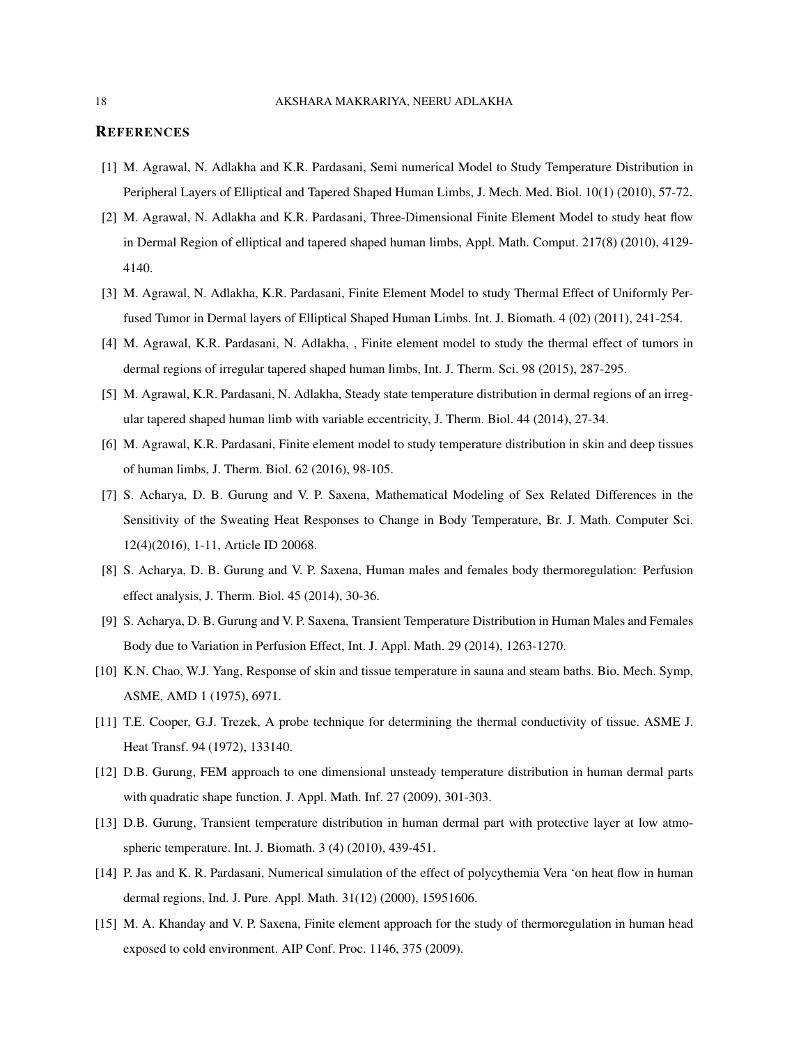## REFERENCES

[1] M. Agrawal, N. Adlakha and K.R. Pardasani, Semi numerical Model to Study Temperature Distribution in Peripheral Layers of Elliptical and Tapered Shaped Human Limbs, J. Mech. Med. Biol. 10(1) (2010), 57-72.

[2] M. Agrawal, N. Adlakha and K.R. Pardasani, Three-Dimensional Finite Element Model to study heat flow in Dermal Region of elliptical and tapered shaped human limbs, Appl. Math. Comput. 217(8) (2010), 4129-4140.

[3] M. Agrawal, N. Adlakha, K.R. Pardasani, Finite Element Model to study Thermal Effect of Uniformly Perfused Tumor in Dermal layers of Elliptical Shaped Human Limbs. Int. J. Biomath. 4 (02) (2011), 241-254.

[4] M. Agrawal, K.R. Pardasani, N. Adlakha, , Finite element model to study the thermal effect of tumors in dermal regions of irregular tapered shaped human limbs, Int. J. Therm. Sci. 98 (2015), 287-295.

[5] M. Agrawal, K.R. Pardasani, N. Adlakha, Steady state temperature distribution in dermal regions of an irregular tapered shaped human limb with variable eccentricity, J. Therm. Biol. 44 (2014), 27-34.

[6] M. Agrawal, K.R. Pardasani, Finite element model to study temperature distribution in skin and deep tissues of human limbs, J. Therm. Biol. 62 (2016), 98-105.

[7] S. Acharya, D. B. Gurung and V. P. Saxena, Mathematical Modeling of Sex Related Differences in the Sensitivity of the Sweating Heat Responses to Change in Body Temperature, Br. J. Math. Computer Sci. 12(4)(2016), 1-11, Article ID 20068.

[8] S. Acharya, D. B. Gurung and V. P. Saxena, Human males and females body thermoregulation: Perfusion effect analysis, J. Therm. Biol. 45 (2014), 30-36.

[9] S. Acharya, D. B. Gurung and V. P. Saxena, Transient Temperature Distribution in Human Males and Females Body due to Variation in Perfusion Effect, Int. J. Appl. Math. 29 (2014), 1263-1270.

[10] K.N. Chao, W.J. Yang, Response of skin and tissue temperature in sauna and steam baths. Bio. Mech. Symp, ASME, AMD 1 (1975), 6971.

[11] T.E. Cooper, G.J. Trezek, A probe technique for determining the thermal conductivity of tissue. ASME J. Heat Transf. 94 (1972), 133140.

[12] D.B. Gurung, FEM approach to one dimensional unsteady temperature distribution in human dermal parts with quadratic shape function. J. Appl. Math. Inf. 27 (2009), 301-303.

[13] D.B. Gurung, Transient temperature distribution in human dermal part with protective layer at low atmospheric temperature. Int. J. Biomath. 3 (4) (2010), 439-451.

[14] P. Jas and K. R. Pardasani, Numerical simulation of the effect of polycythemia Vera 'on heat flow in human dermal regions, Ind. J. Pure. Appl. Math. 31(12) (2000), 15951606.

[15] M. A. Khanday and V. P. Saxena, Finite element approach for the study of thermoregulation in human head exposed to cold environment. AIP Conf. Proc. 1146, 375 (2009).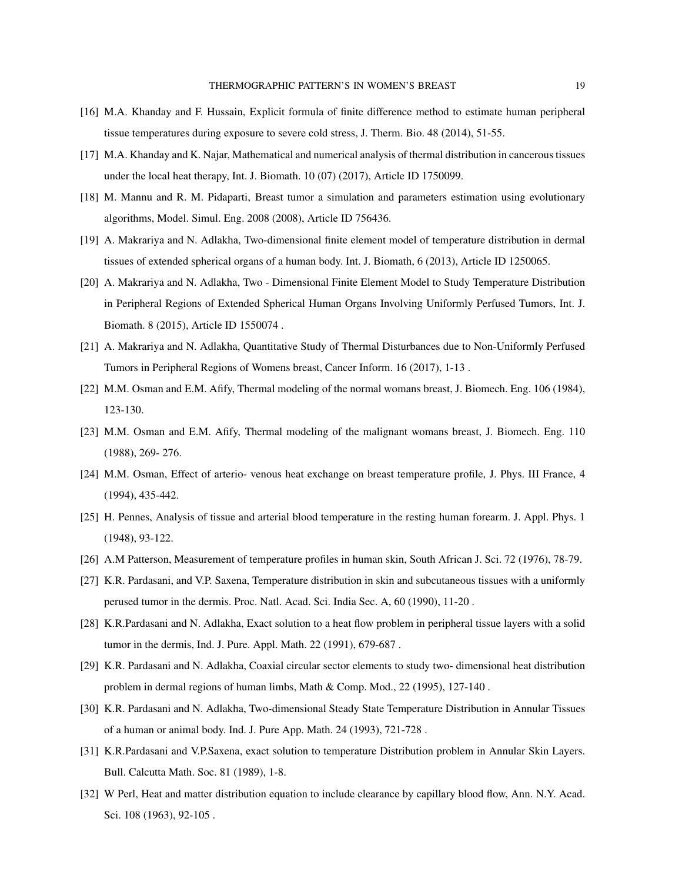[16] M.A. Khanday and F. Hussain, Explicit formula of finite difference method to estimate human peripheral tissue temperatures during exposure to severe cold stress, J. Therm. Bio. 48 (2014), 51-55.

[17] M.A. Khanday and K. Najar, Mathematical and numerical analysis of thermal distribution in cancerous tissues under the local heat therapy, Int. J. Biomath. 10 (07) (2017), Article ID 1750099.

[18] M. Mannu and R. M. Pidaparti, Breast tumor a simulation and parameters estimation using evolutionary algorithms, Model. Simul. Eng. 2008 (2008), Article ID 756436.

[19] A. Makrariya and N. Adlakha, Two-dimensional finite element model of temperature distribution in dermal tissues of extended spherical organs of a human body. Int. J. Biomath, 6 (2013), Article ID 1250065.

[20] A. Makrariya and N. Adlakha, Two - Dimensional Finite Element Model to Study Temperature Distribution in Peripheral Regions of Extended Spherical Human Organs Involving Uniformly Perfused Tumors, Int. J. Biomath. 8 (2015), Article ID 1550074 .

[21] A. Makrariya and N. Adlakha, Quantitative Study of Thermal Disturbances due to Non-Uniformly Perfused Tumors in Peripheral Regions of Womens breast, Cancer Inform. 16 (2017), 1-13 .

[22] M.M. Osman and E.M. Afify, Thermal modeling of the normal womans breast, J. Biomech. Eng. 106 (1984), 123-130.

[23] M.M. Osman and E.M. Afify, Thermal modeling of the malignant womans breast, J. Biomech. Eng. 110 (1988), 269- 276.

[24] M.M. Osman, Effect of arterio- venous heat exchange on breast temperature profile, J. Phys. III France, 4 (1994), 435-442.

[25] H. Pennes, Analysis of tissue and arterial blood temperature in the resting human forearm. J. Appl. Phys. 1 (1948), 93-122.

[26] A.M Patterson, Measurement of temperature profiles in human skin, South African J. Sci. 72 (1976), 78-79.

[27] K.R. Pardasani, and V.P. Saxena, Temperature distribution in skin and subcutaneous tissues with a uniformly perused tumor in the dermis. Proc. Natl. Acad. Sci. India Sec. A, 60 (1990), 11-20 .

[28] K.R.Pardasani and N. Adlakha, Exact solution to a heat flow problem in peripheral tissue layers with a solid tumor in the dermis, Ind. J. Pure. Appl. Math. 22 (1991), 679-687 .

[29] K.R. Pardasani and N. Adlakha, Coaxial circular sector elements to study two- dimensional heat distribution problem in dermal regions of human limbs, Math & Comp. Mod., 22 (1995), 127-140 .

[30] K.R. Pardasani and N. Adlakha, Two-dimensional Steady State Temperature Distribution in Annular Tissues of a human or animal body. Ind. J. Pure App. Math. 24 (1993), 721-728 .

[31] K.R.Pardasani and V.P.Saxena, exact solution to temperature Distribution problem in Annular Skin Layers. Bull. Calcutta Math. Soc. 81 (1989), 1-8.

[32] W Perl, Heat and matter distribution equation to include clearance by capillary blood flow, Ann. N.Y. Acad. Sci. 108 (1963), 92-105 .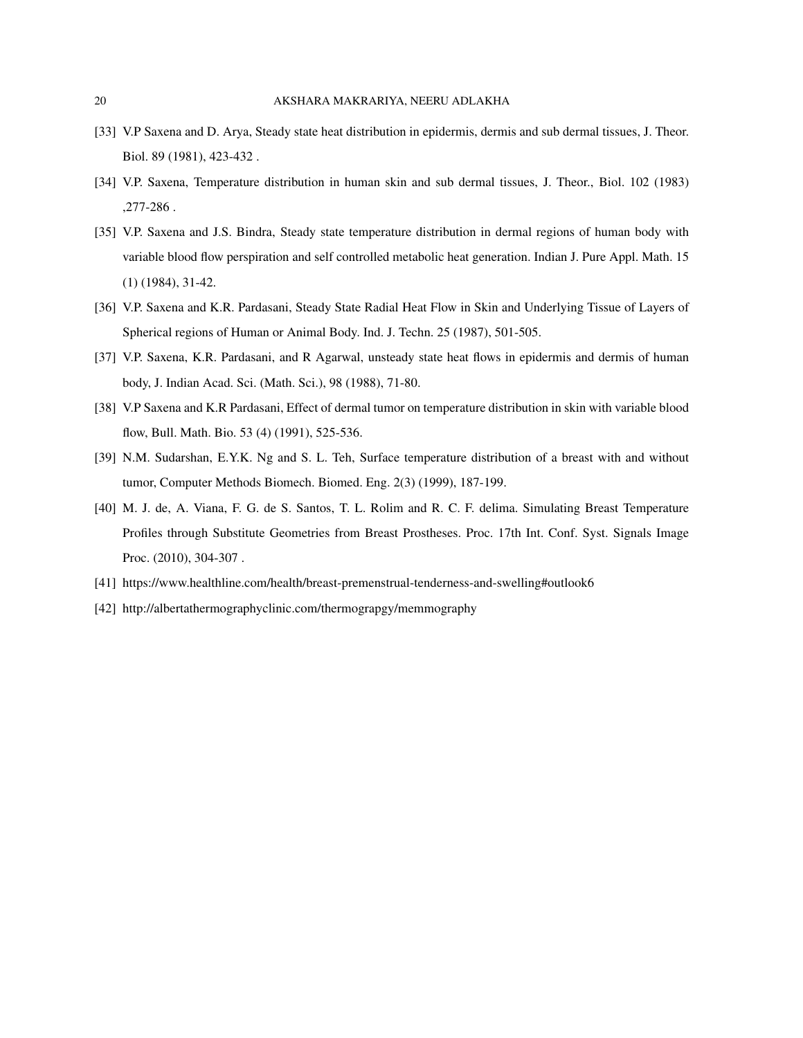[33] V.P Saxena and D. Arya, Steady state heat distribution in epidermis, dermis and sub dermal tissues, J. Theor. Biol. 89 (1981), 423-432 .

[34] V.P. Saxena, Temperature distribution in human skin and sub dermal tissues, J. Theor., Biol. 102 (1983) ,277-286 .

[35] V.P. Saxena and J.S. Bindra, Steady state temperature distribution in dermal regions of human body with variable blood flow perspiration and self controlled metabolic heat generation. Indian J. Pure Appl. Math. 15 (1) (1984), 31-42.

[36] V.P. Saxena and K.R. Pardasani, Steady State Radial Heat Flow in Skin and Underlying Tissue of Layers of Spherical regions of Human or Animal Body. Ind. J. Techn. 25 (1987), 501-505.

[37] V.P. Saxena, K.R. Pardasani, and R Agarwal, unsteady state heat flows in epidermis and dermis of human body, J. Indian Acad. Sci. (Math. Sci.), 98 (1988), 71-80.

[38] V.P Saxena and K.R Pardasani, Effect of dermal tumor on temperature distribution in skin with variable blood flow, Bull. Math. Bio. 53 (4) (1991), 525-536.

[39] N.M. Sudarshan, E.Y.K. Ng and S. L. Teh, Surface temperature distribution of a breast with and without tumor, Computer Methods Biomech. Biomed. Eng. 2(3) (1999), 187-199.

[40] M. J. de, A. Viana, F. G. de S. Santos, T. L. Rolim and R. C. F. delima. Simulating Breast Temperature Profiles through Substitute Geometries from Breast Prostheses. Proc. 17th Int. Conf. Syst. Signals Image Proc. (2010), 304-307 .

[41] https://www.healthline.com/health/breast-premenstrual-tenderness-and-swelling#outlook6

[42] http://albertathermographyclinic.com/thermograpgy/memmography